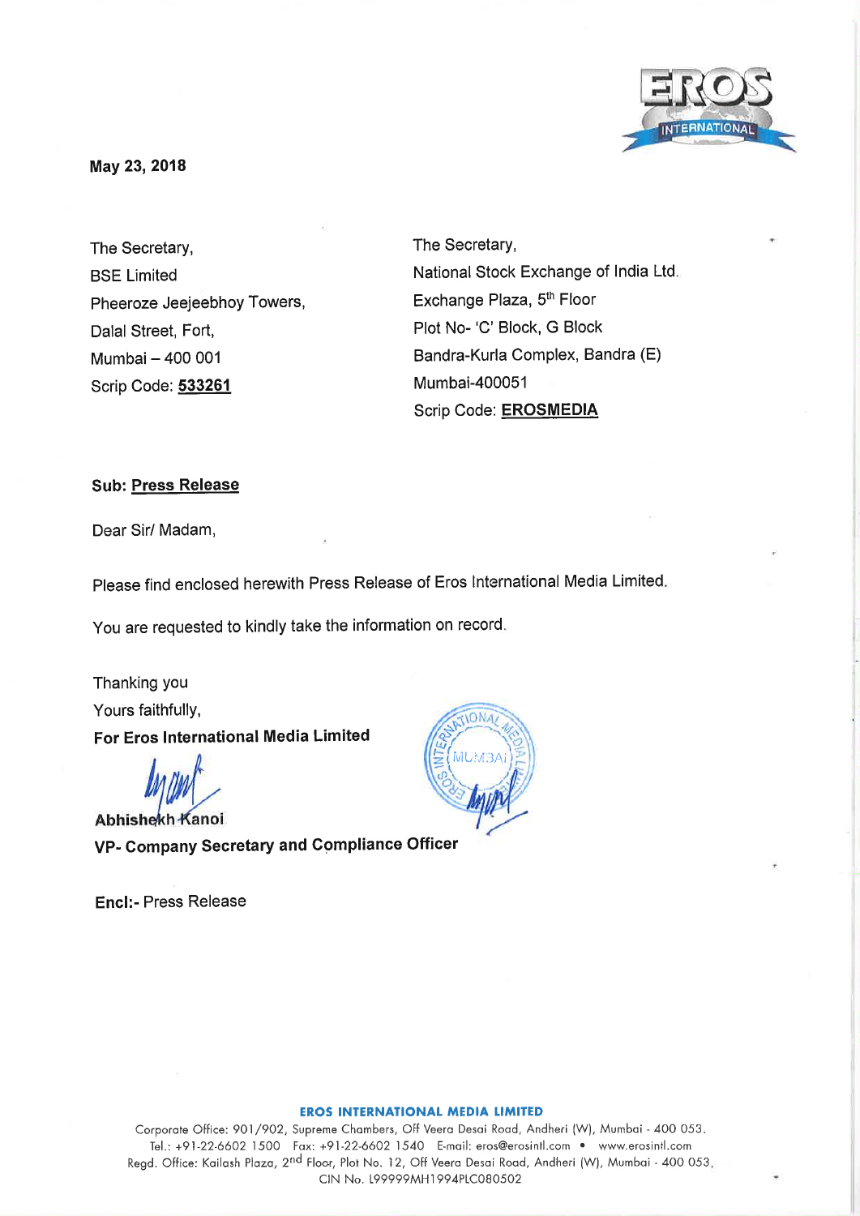May 23, 2018

The Secretary,
BSE Limited
Pheeroze Jeejeebhoy Towers,
Dalal Street, Fort,
Mumbai – 400 001
Scrip Code: **533261**

The Secretary,
National Stock Exchange of India Ltd.
Exchange Plaza, 5th Floor
Plot No- 'C' Block, G Block
Bandra-Kurla Complex, Bandra (E)
Mumbai-400051
Scrip Code: **EROSMEDIA**

**Sub: Press Release**

Dear Sir/ Madam,

Please find enclosed herewith Press Release of Eros International Media Limited.

You are requested to kindly take the information on record.

Thanking you
Yours faithfully,
**For Eros International Media Limited**

**Abhishekh Kanoi**
**VP- Company Secretary and Compliance Officer**

**Encl:-** Press Release

**EROS INTERNATIONAL MEDIA LIMITED**
Corporate Office: 901/902, Supreme Chambers, Off Veera Desai Road, Andheri (W), Mumbai - 400 053.
Tel.: +91-22-6602 1500 Fax: +91-22-6602 1540 E-mail: eros@erosintl.com • www.erosintl.com
Regd. Office: Kailash Plaza, 2nd Floor, Plot No. 12, Off Veera Desai Road, Andheri (W), Mumbai - 400 053.
CIN No. L99999MH1994PLC080502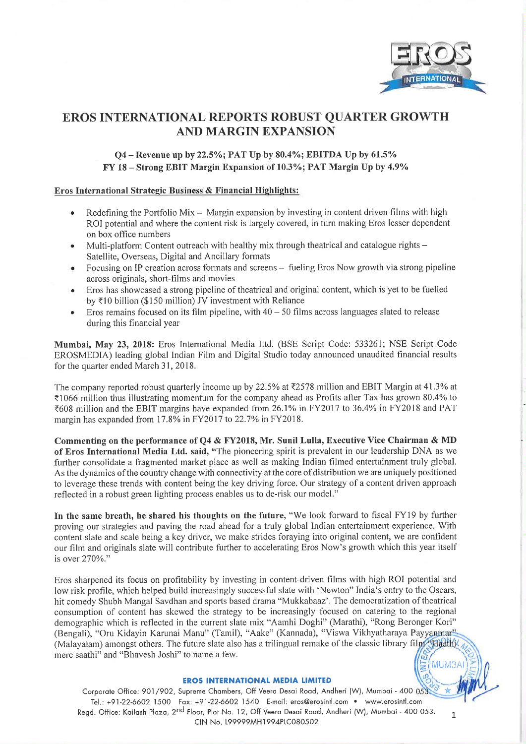# EROS INTERNATIONAL REPORTS ROBUST QUARTER GROWTH AND MARGIN EXPANSION

### Q4 – Revenue up by 22.5%; PAT Up by 80.4%; EBITDA Up by 61.5%
### FY 18 – Strong EBIT Margin Expansion of 10.3%; PAT Margin Up by 4.9%

**Eros International Strategic Business & Financial Highlights:**

- Redefining the Portfolio Mix – Margin expansion by investing in content driven films with high ROI potential and where the content risk is largely covered, in turn making Eros lesser dependent on box office numbers
- Multi-platform Content outreach with healthy mix through theatrical and catalogue rights – Satellite, Overseas, Digital and Ancillary formats
- Focusing on IP creation across formats and screens – fueling Eros Now growth via strong pipeline across originals, short-films and movies
- Eros has showcased a strong pipeline of theatrical and original content, which is yet to be fuelled by ₹10 billion ($150 million) JV investment with Reliance
- Eros remains focused on its film pipeline, with 40 – 50 films across languages slated to release during this financial year

**Mumbai, May 23, 2018:** Eros International Media Ltd. (BSE Script Code: 533261; NSE Script Code EROSMEDIA) leading global Indian Film and Digital Studio today announced unaudited financial results for the quarter ended March 31, 2018.

The company reported robust quarterly income up by 22.5% at ₹2578 million and EBIT Margin at 41.3% at ₹1066 million thus illustrating momentum for the company ahead as Profits after Tax has grown 80.4% to ₹608 million and the EBIT margins have expanded from 26.1% in FY2017 to 36.4% in FY2018 and PAT margin has expanded from 17.8% in FY2017 to 22.7% in FY2018.

**Commenting on the performance of Q4 & FY2018, Mr. Sunil Lulla, Executive Vice Chairman & MD of Eros International Media Ltd. said,** "The pioneering spirit is prevalent in our leadership DNA as we further consolidate a fragmented market place as well as making Indian filmed entertainment truly global. As the dynamics of the country change with connectivity at the core of distribution we are uniquely positioned to leverage these trends with content being the key driving force. Our strategy of a content driven approach reflected in a robust green lighting process enables us to de-risk our model."

**In the same breath, he shared his thoughts on the future,** "We look forward to fiscal FY19 by further proving our strategies and paving the road ahead for a truly global Indian entertainment experience. With content slate and scale being a key driver, we make strides foraying into original content, we are confident our film and originals slate will contribute further to accelerating Eros Now's growth which this year itself is over 270%."

Eros sharpened its focus on profitability by investing in content-driven films with high ROI potential and low risk profile, which helped build increasingly successful slate with 'Newton" India's entry to the Oscars, hit comedy Shubh Mangal Savdhan and sports based drama "Mukkabaaz'. The democratization of theatrical consumption of content has skewed the strategy to be increasingly focused on catering to the regional demographic which is reflected in the current slate mix "Aamhi Doghi" (Marathi), "Rong Beronger Kori" (Bengali), "Oru Kidayin Karunai Manu" (Tamil), "Aake" (Kannada), "Viswa Vikhyatharaya Payyanmar" (Malayalam) amongst others. The future slate also has a trilingual remake of the classic library film "Haathi mere saathi" and "Bhavesh Joshi" to name a few.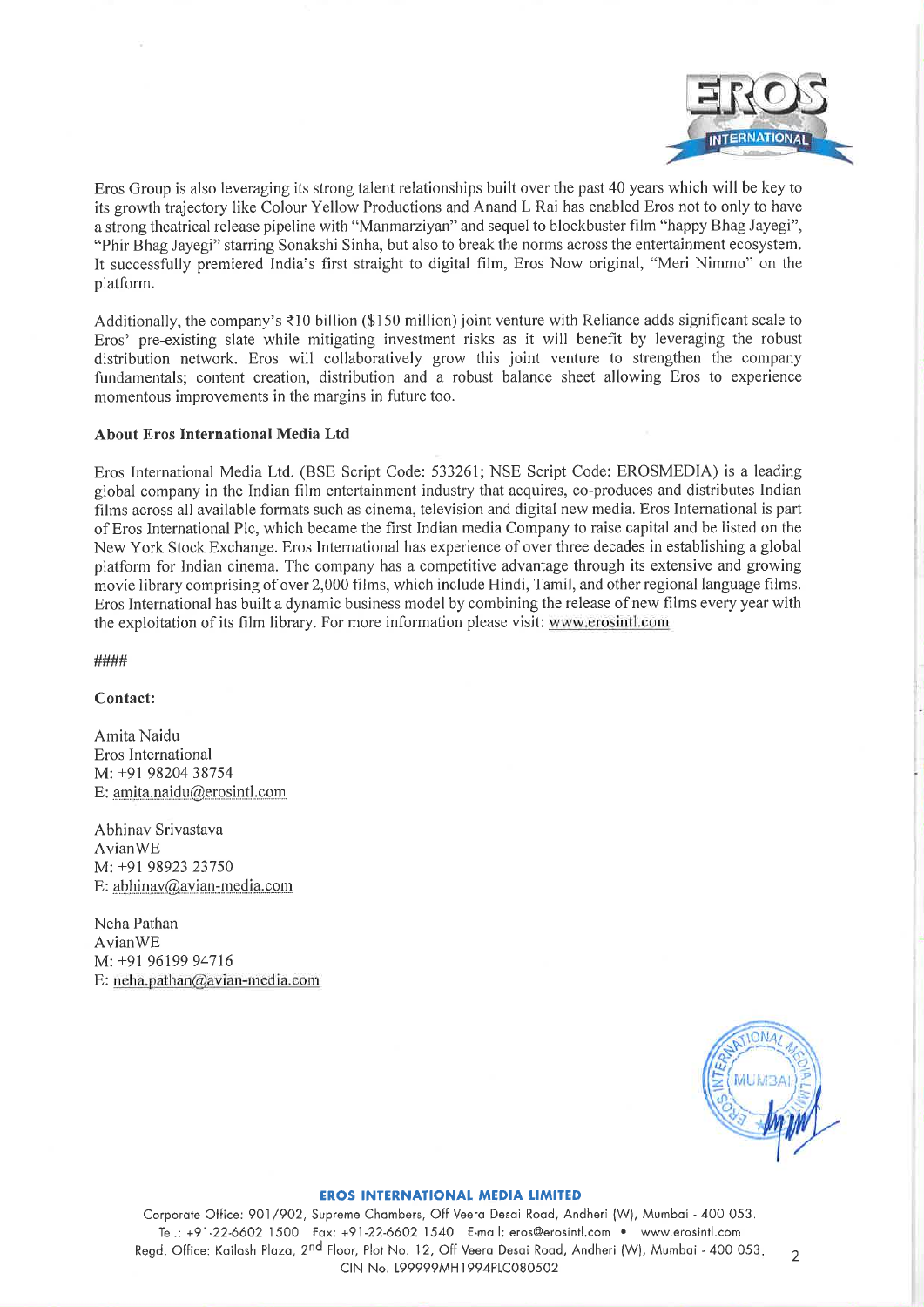Eros Group is also leveraging its strong talent relationships built over the past 40 years which will be key to its growth trajectory like Colour Yellow Productions and Anand L Rai has enabled Eros not to only to have a strong theatrical release pipeline with "Manmarziyan" and sequel to blockbuster film "happy Bhag Jayegi", "Phir Bhag Jayegi" starring Sonakshi Sinha, but also to break the norms across the entertainment ecosystem. It successfully premiered India's first straight to digital film, Eros Now original, "Meri Nimmo" on the platform.

Additionally, the company's ₹10 billion ($150 million) joint venture with Reliance adds significant scale to Eros' pre-existing slate while mitigating investment risks as it will benefit by leveraging the robust distribution network. Eros will collaboratively grow this joint venture to strengthen the company fundamentals; content creation, distribution and a robust balance sheet allowing Eros to experience momentous improvements in the margins in future too.

**About Eros International Media Ltd**

Eros International Media Ltd. (BSE Script Code: 533261; NSE Script Code: EROSMEDIA) is a leading global company in the Indian film entertainment industry that acquires, co-produces and distributes Indian films across all available formats such as cinema, television and digital new media. Eros International is part of Eros International Plc, which became the first Indian media Company to raise capital and be listed on the New York Stock Exchange. Eros International has experience of over three decades in establishing a global platform for Indian cinema. The company has a competitive advantage through its extensive and growing movie library comprising of over 2,000 films, which include Hindi, Tamil, and other regional language films. Eros International has built a dynamic business model by combining the release of new films every year with the exploitation of its film library. For more information please visit: www.erosintl.com

####

**Contact:**

Amita Naidu
Eros International
M: +91 98204 38754
E: amita.naidu@erosintl.com

Abhinav Srivastava
AvianWE
M: +91 98923 23750
E: abhinav@avian-media.com

Neha Pathan
AvianWE
M: +91 96199 94716
E: neha.pathan@avian-media.com

**EROS INTERNATIONAL MEDIA LIMITED**

Corporate Office: 901/902, Supreme Chambers, Off Veera Desai Road, Andheri (W), Mumbai - 400 053.
Tel.: +91-22-6602 1500 Fax: +91-22-6602 1540 E-mail: eros@erosintl.com • www.erosintl.com
Regd. Office: Kailash Plaza, 2nd Floor, Plot No. 12, Off Veera Desai Road, Andheri (W), Mumbai - 400 053.
CIN No. L99999MH1994PLC080502